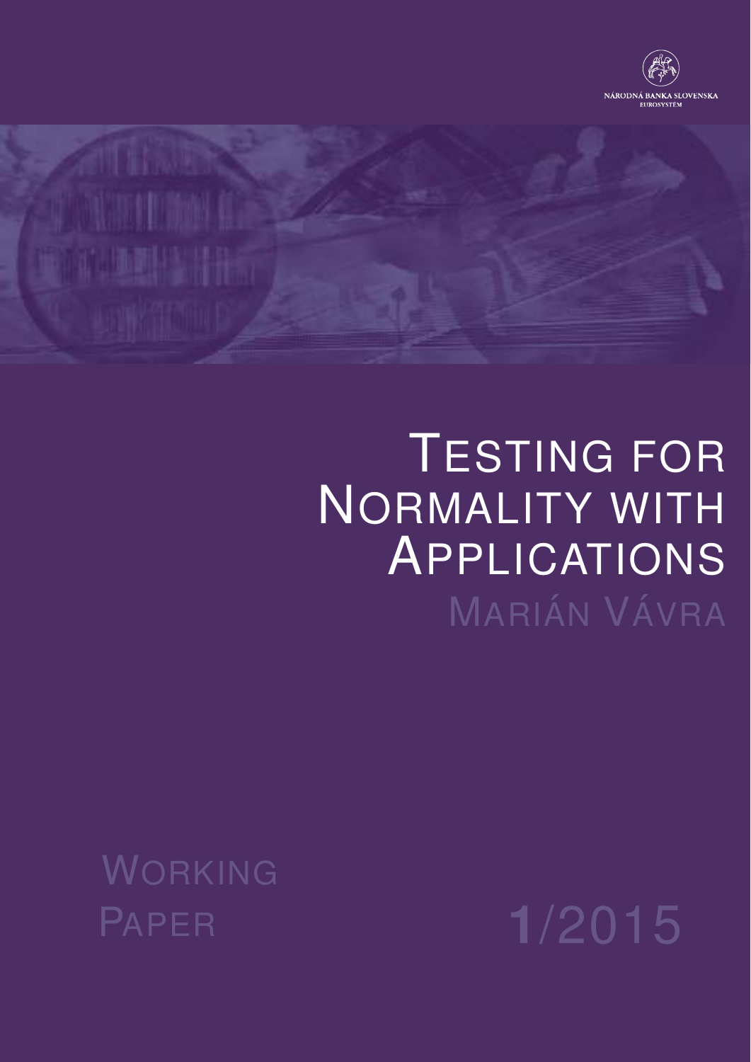NÁRODNÁ BANKA SLOVENSKA
EUROSYSTÉM

# Testing for Normality with Applications

Marián Vávra

Working Paper 1/2015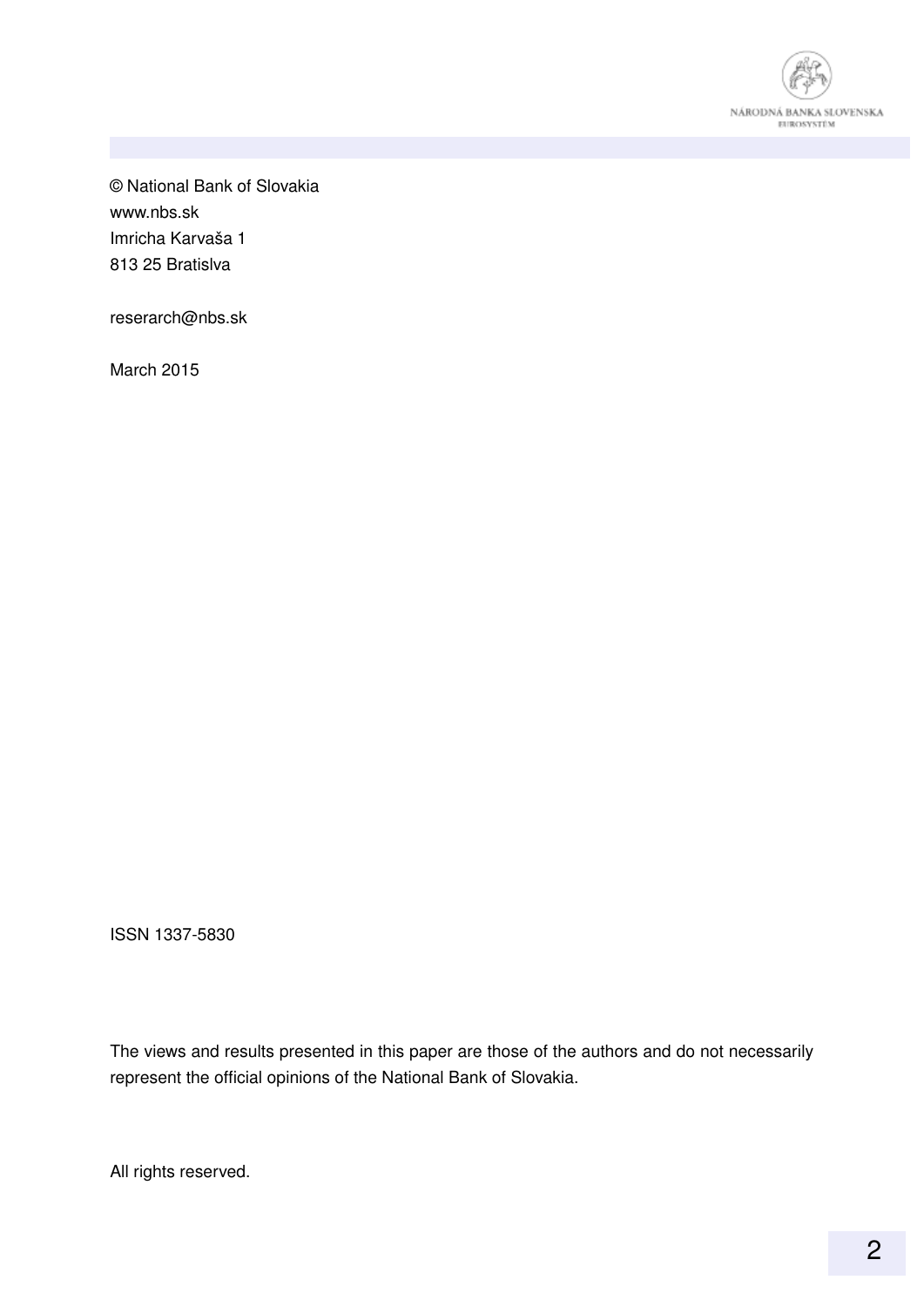© National Bank of Slovakia
www.nbs.sk
Imricha Karvaša 1
813 25 Bratislva

reserarch@nbs.sk

March 2015

ISSN 1337-5830

The views and results presented in this paper are those of the authors and do not necessarily represent the official opinions of the National Bank of Slovakia.

All rights reserved.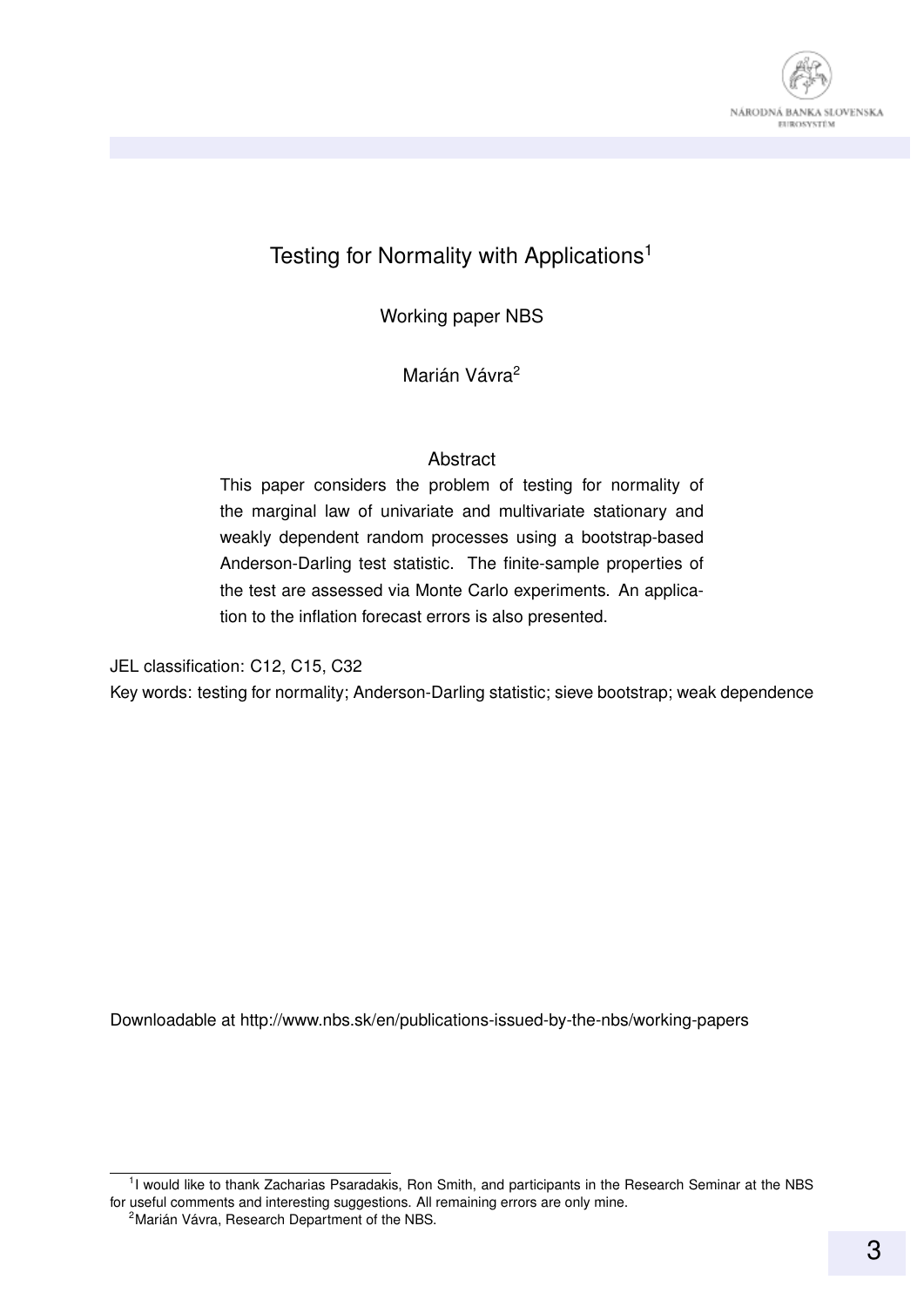# Testing for Normality with Applications[1]

Working paper NBS

Marián Vávra[2]

### Abstract

This paper considers the problem of testing for normality of the marginal law of univariate and multivariate stationary and weakly dependent random processes using a bootstrap-based Anderson-Darling test statistic. The finite-sample properties of the test are assessed via Monte Carlo experiments. An application to the inflation forecast errors is also presented.

JEL classification: C12, C15, C32

Key words: testing for normality; Anderson-Darling statistic; sieve bootstrap; weak dependence

Downloadable at http://www.nbs.sk/en/publications-issued-by-the-nbs/working-papers

[1] I would like to thank Zacharias Psaradakis, Ron Smith, and participants in the Research Seminar at the NBS for useful comments and interesting suggestions. All remaining errors are only mine.

[2] Marián Vávra, Research Department of the NBS.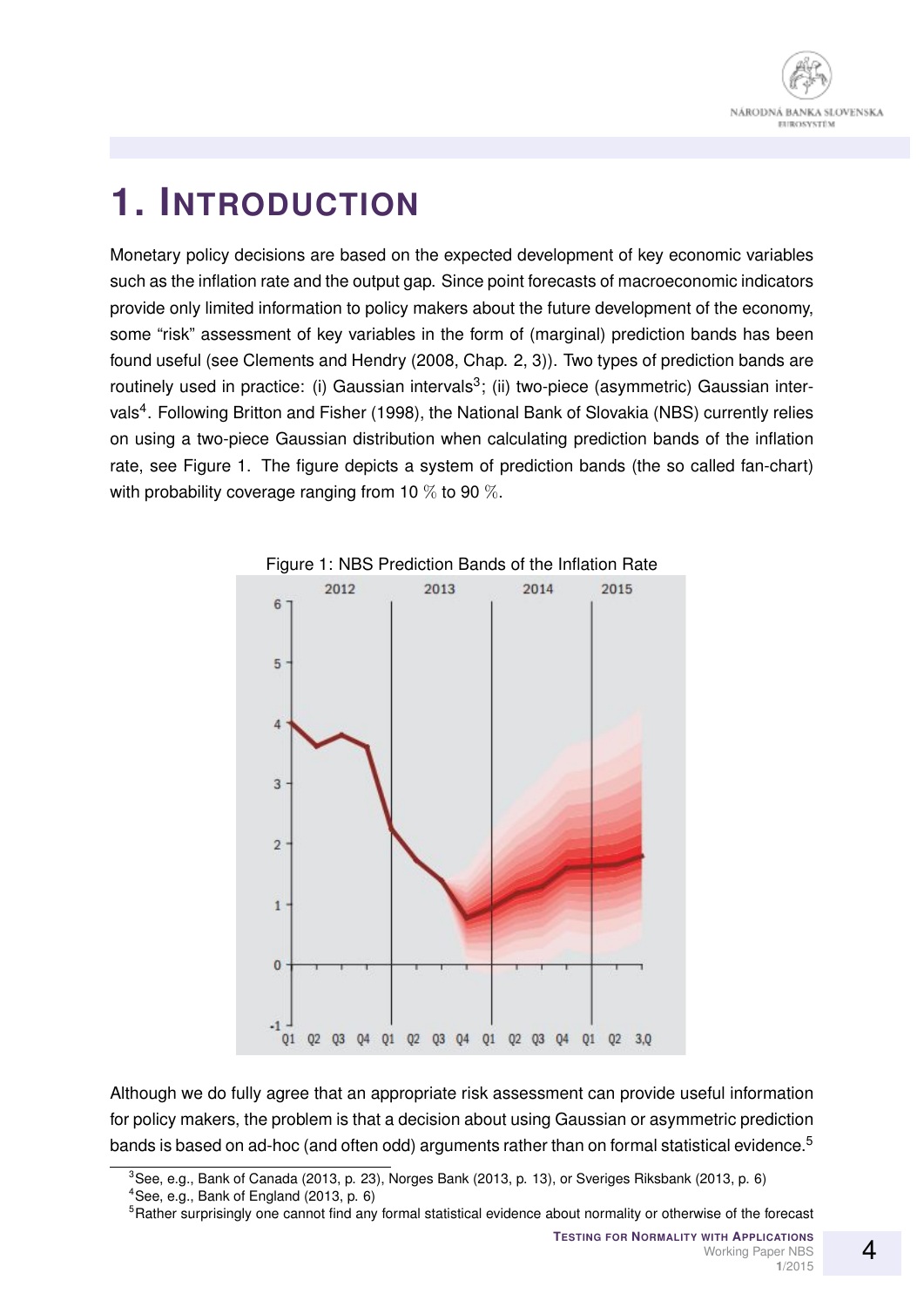# 1. INTRODUCTION

Monetary policy decisions are based on the expected development of key economic variables such as the inflation rate and the output gap. Since point forecasts of macroeconomic indicators provide only limited information to policy makers about the future development of the economy, some "risk" assessment of key variables in the form of (marginal) prediction bands has been found useful (see Clements and Hendry (2008, Chap. 2, 3)). Two types of prediction bands are routinely used in practice: (i) Gaussian intervals[3]; (ii) two-piece (asymmetric) Gaussian intervals[4]. Following Britton and Fisher (1998), the National Bank of Slovakia (NBS) currently relies on using a two-piece Gaussian distribution when calculating prediction bands of the inflation rate, see Figure 1. The figure depicts a system of prediction bands (the so called fan-chart) with probability coverage ranging from 10 % to 90 %.

Figure 1: NBS Prediction Bands of the Inflation Rate

Although we do fully agree that an appropriate risk assessment can provide useful information for policy makers, the problem is that a decision about using Gaussian or asymmetric prediction bands is based on ad-hoc (and often odd) arguments rather than on formal statistical evidence.[5]

[3]See, e.g., Bank of Canada (2013, p. 23), Norges Bank (2013, p. 13), or Sveriges Riksbank (2013, p. 6)

[4]See, e.g., Bank of England (2013, p. 6)

[5]Rather surprisingly one cannot find any formal statistical evidence about normality or otherwise of the forecast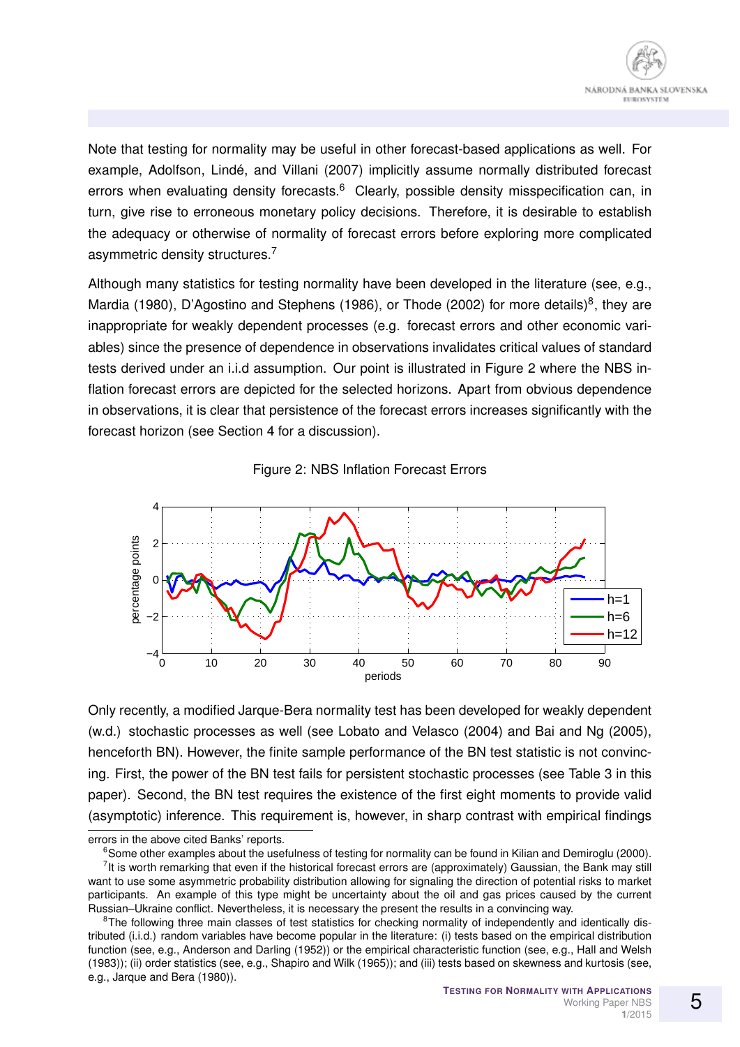Note that testing for normality may be useful in other forecast-based applications as well. For example, Adolfson, Lindé, and Villani (2007) implicitly assume normally distributed forecast errors when evaluating density forecasts.[6] Clearly, possible density misspecification can, in turn, give rise to erroneous monetary policy decisions. Therefore, it is desirable to establish the adequacy or otherwise of normality of forecast errors before exploring more complicated asymmetric density structures.[7]

Although many statistics for testing normality have been developed in the literature (see, e.g., Mardia (1980), D'Agostino and Stephens (1986), or Thode (2002) for more details)[8], they are inappropriate for weakly dependent processes (e.g. forecast errors and other economic variables) since the presence of dependence in observations invalidates critical values of standard tests derived under an i.i.d assumption. Our point is illustrated in Figure 2 where the NBS inflation forecast errors are depicted for the selected horizons. Apart from obvious dependence in observations, it is clear that persistence of the forecast errors increases significantly with the forecast horizon (see Section 4 for a discussion).

Figure 2: NBS Inflation Forecast Errors

Only recently, a modified Jarque-Bera normality test has been developed for weakly dependent (w.d.) stochastic processes as well (see Lobato and Velasco (2004) and Bai and Ng (2005), henceforth BN). However, the finite sample performance of the BN test statistic is not convincing. First, the power of the BN test fails for persistent stochastic processes (see Table 3 in this paper). Second, the BN test requires the existence of the first eight moments to provide valid (asymptotic) inference. This requirement is, however, in sharp contrast with empirical findings

---

errors in the above cited Banks' reports.

[6]Some other examples about the usefulness of testing for normality can be found in Kilian and Demiroglu (2000).

[7]It is worth remarking that even if the historical forecast errors are (approximately) Gaussian, the Bank may still want to use some asymmetric probability distribution allowing for signaling the direction of potential risks to market participants. An example of this type might be uncertainty about the oil and gas prices caused by the current Russian–Ukraine conflict. Nevertheless, it is necessary the present the results in a convincing way.

[8]The following three main classes of test statistics for checking normality of independently and identically distributed (i.i.d.) random variables have become popular in the literature: (i) tests based on the empirical distribution function (see, e.g., Anderson and Darling (1952)) or the empirical characteristic function (see, e.g., Hall and Welsh (1983)); (ii) order statistics (see, e.g., Shapiro and Wilk (1965)); and (iii) tests based on skewness and kurtosis (see, e.g., Jarque and Bera (1980)).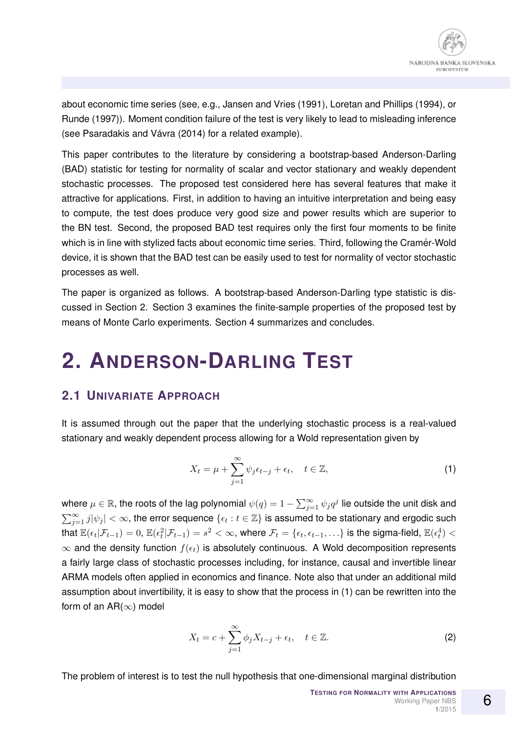about economic time series (see, e.g., Jansen and Vries (1991), Loretan and Phillips (1994), or Runde (1997)). Moment condition failure of the test is very likely to lead to misleading inference (see Psaradakis and Vávra (2014) for a related example).

This paper contributes to the literature by considering a bootstrap-based Anderson-Darling (BAD) statistic for testing for normality of scalar and vector stationary and weakly dependent stochastic processes. The proposed test considered here has several features that make it attractive for applications. First, in addition to having an intuitive interpretation and being easy to compute, the test does produce very good size and power results which are superior to the BN test. Second, the proposed BAD test requires only the first four moments to be finite which is in line with stylized facts about economic time series. Third, following the Cramér-Wold device, it is shown that the BAD test can be easily used to test for normality of vector stochastic processes as well.

The paper is organized as follows. A bootstrap-based Anderson-Darling type statistic is discussed in Section 2. Section 3 examines the finite-sample properties of the proposed test by means of Monte Carlo experiments. Section 4 summarizes and concludes.

# 2. Anderson-Darling Test

## 2.1 Univariate Approach

It is assumed through out the paper that the underlying stochastic process is a real-valued stationary and weakly dependent process allowing for a Wold representation given by

$$X_t = \mu + \sum_{j=1}^{\infty} \psi_j \epsilon_{t-j} + \epsilon_t, \quad t \in \mathbb{Z}, \tag{1}$$

where $\mu \in \mathbb{R}$, the roots of the lag polynomial $\psi(q) = 1 - \sum_{j=1}^{\infty} \psi_j q^j$ lie outside the unit disk and $\sum_{j=1}^{\infty} j|\psi_j| < \infty$, the error sequence $\{\epsilon_t : t \in \mathbb{Z}\}$ is assumed to be stationary and ergodic such that $\mathbb{E}(\epsilon_t|\mathcal{F}_{t-1}) = 0$, $\mathbb{E}(\epsilon_t^2|\mathcal{F}_{t-1}) = s^2 < \infty$, where $\mathcal{F}_t = \{\epsilon_t, \epsilon_{t-1}, \ldots\}$ is the sigma-field, $\mathbb{E}(\epsilon_t^4) < \infty$ and the density function $f(\epsilon_t)$ is absolutely continuous. A Wold decomposition represents a fairly large class of stochastic processes including, for instance, causal and invertible linear ARMA models often applied in economics and finance. Note also that under an additional mild assumption about invertibility, it is easy to show that the process in (1) can be rewritten into the form of an AR($\infty$) model

$$X_t = c + \sum_{j=1}^{\infty} \phi_j X_{t-j} + \epsilon_t, \quad t \in \mathbb{Z}. \tag{2}$$

The problem of interest is to test the null hypothesis that one-dimensional marginal distribution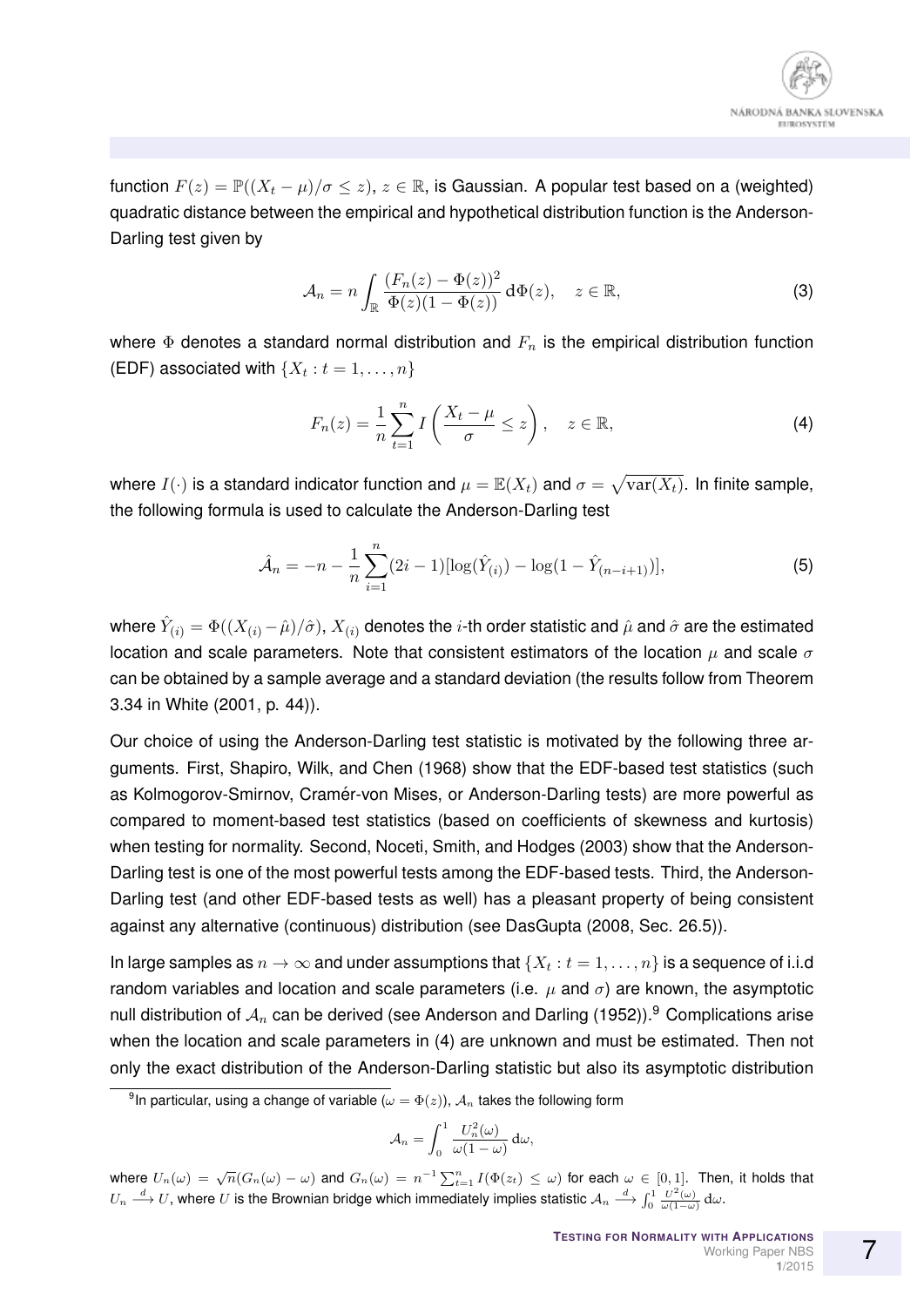function $F(z) = \mathbb{P}((X_t - \mu)/\sigma \le z)$, $z \in \mathbb{R}$, is Gaussian. A popular test based on a (weighted) quadratic distance between the empirical and hypothetical distribution function is the Anderson-Darling test given by

$$\mathcal{A}_n = n \int_{\mathbb{R}} \frac{(F_n(z) - \Phi(z))^2}{\Phi(z)(1 - \Phi(z))} \, \mathrm{d}\Phi(z), \quad z \in \mathbb{R}, \tag{3}$$

where $\Phi$ denotes a standard normal distribution and $F_n$ is the empirical distribution function (EDF) associated with $\{X_t : t = 1, \dots, n\}$

$$F_n(z) = \frac{1}{n} \sum_{t=1}^{n} I\left(\frac{X_t - \mu}{\sigma} \le z\right), \quad z \in \mathbb{R}, \tag{4}$$

where $I(\cdot)$ is a standard indicator function and $\mu = \mathbb{E}(X_t)$ and $\sigma = \sqrt{\mathrm{var}(X_t)}$. In finite sample, the following formula is used to calculate the Anderson-Darling test

$$\hat{\mathcal{A}}_n = -n - \frac{1}{n} \sum_{i=1}^{n} (2i - 1)[\log(\hat{Y}_{(i)}) - \log(1 - \hat{Y}_{(n-i+1)})], \tag{5}$$

where $\hat{Y}_{(i)} = \Phi((X_{(i)} - \hat{\mu})/\hat{\sigma})$, $X_{(i)}$ denotes the $i$-th order statistic and $\hat{\mu}$ and $\hat{\sigma}$ are the estimated location and scale parameters. Note that consistent estimators of the location $\mu$ and scale $\sigma$ can be obtained by a sample average and a standard deviation (the results follow from Theorem 3.34 in White (2001, p. 44)).

Our choice of using the Anderson-Darling test statistic is motivated by the following three arguments. First, Shapiro, Wilk, and Chen (1968) show that the EDF-based test statistics (such as Kolmogorov-Smirnov, Cramér-von Mises, or Anderson-Darling tests) are more powerful as compared to moment-based test statistics (based on coefficients of skewness and kurtosis) when testing for normality. Second, Noceti, Smith, and Hodges (2003) show that the Anderson-Darling test is one of the most powerful tests among the EDF-based tests. Third, the Anderson-Darling test (and other EDF-based tests as well) has a pleasant property of being consistent against any alternative (continuous) distribution (see DasGupta (2008, Sec. 26.5)).

In large samples as $n \to \infty$ and under assumptions that $\{X_t : t = 1, \dots, n\}$ is a sequence of i.i.d random variables and location and scale parameters (i.e. $\mu$ and $\sigma$) are known, the asymptotic null distribution of $\mathcal{A}_n$ can be derived (see Anderson and Darling (1952)).[9] Complications arise when the location and scale parameters in (4) are unknown and must be estimated. Then not only the exact distribution of the Anderson-Darling statistic but also its asymptotic distribution

[9] In particular, using a change of variable ($\omega = \Phi(z)$), $\mathcal{A}_n$ takes the following form

$$\mathcal{A}_n = \int_0^1 \frac{U_n^2(\omega)}{\omega(1 - \omega)} \, \mathrm{d}\omega,$$

where $U_n(\omega) = \sqrt{n}(G_n(\omega) - \omega)$ and $G_n(\omega) = n^{-1} \sum_{t=1}^{n} I(\Phi(z_t) \le \omega)$ for each $\omega \in [0, 1]$. Then, it holds that $U_n \xrightarrow{d} U$, where $U$ is the Brownian bridge which immediately implies statistic $\mathcal{A}_n \xrightarrow{d} \int_0^1 \frac{U^2(\omega)}{\omega(1-\omega)} \, \mathrm{d}\omega$.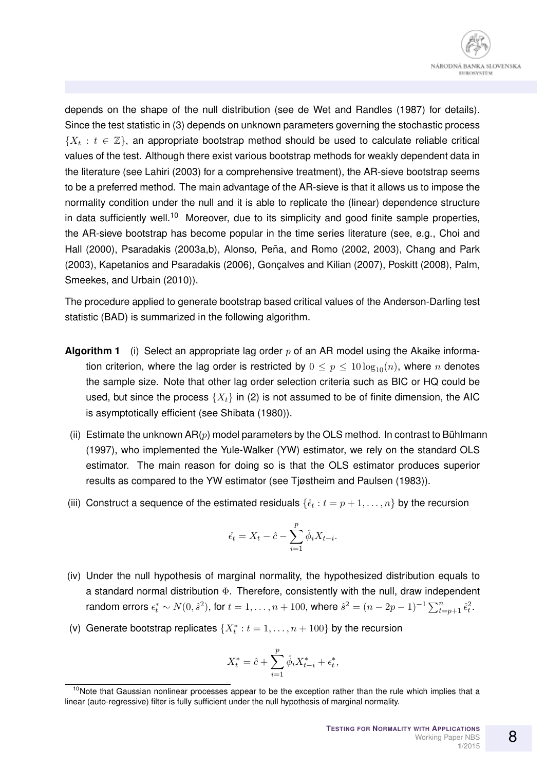depends on the shape of the null distribution (see de Wet and Randles (1987) for details). Since the test statistic in (3) depends on unknown parameters governing the stochastic process $\{X_t : t \in \mathbb{Z}\}$, an appropriate bootstrap method should be used to calculate reliable critical values of the test. Although there exist various bootstrap methods for weakly dependent data in the literature (see Lahiri (2003) for a comprehensive treatment), the AR-sieve bootstrap seems to be a preferred method. The main advantage of the AR-sieve is that it allows us to impose the normality condition under the null and it is able to replicate the (linear) dependence structure in data sufficiently well.[10] Moreover, due to its simplicity and good finite sample properties, the AR-sieve bootstrap has become popular in the time series literature (see, e.g., Choi and Hall (2000), Psaradakis (2003a,b), Alonso, Peña, and Romo (2002, 2003), Chang and Park (2003), Kapetanios and Psaradakis (2006), Gonçalves and Kilian (2007), Poskitt (2008), Palm, Smeekes, and Urbain (2010)).

The procedure applied to generate bootstrap based critical values of the Anderson-Darling test statistic (BAD) is summarized in the following algorithm.

**Algorithm 1** (i) Select an appropriate lag order $p$ of an AR model using the Akaike information criterion, where the lag order is restricted by $0 \leq p \leq 10\log_{10}(n)$, where $n$ denotes the sample size. Note that other lag order selection criteria such as BIC or HQ could be used, but since the process $\{X_t\}$ in (2) is not assumed to be of finite dimension, the AIC is asymptotically efficient (see Shibata (1980)).

(ii) Estimate the unknown AR($p$) model parameters by the OLS method. In contrast to Bühlmann (1997), who implemented the Yule-Walker (YW) estimator, we rely on the standard OLS estimator. The main reason for doing so is that the OLS estimator produces superior results as compared to the YW estimator (see Tjøstheim and Paulsen (1983)).

(iii) Construct a sequence of the estimated residuals $\{\hat{\epsilon}_t : t = p+1, \ldots, n\}$ by the recursion

$$\hat{\epsilon}_t = X_t - \hat{c} - \sum_{i=1}^{p} \hat{\phi}_i X_{t-i}.$$

(iv) Under the null hypothesis of marginal normality, the hypothesized distribution equals to a standard normal distribution $\Phi$. Therefore, consistently with the null, draw independent random errors $\epsilon_t^* \sim N(0, \hat{s}^2)$, for $t = 1, \ldots, n+100$, where $\hat{s}^2 = (n-2p-1)^{-1}\sum_{t=p+1}^{n} \hat{\epsilon}_t^2$.

(v) Generate bootstrap replicates $\{X_t^* : t = 1, \ldots, n+100\}$ by the recursion

$$X_t^* = \hat{c} + \sum_{i=1}^{p} \hat{\phi}_i X_{t-i}^* + \epsilon_t^*,$$

[10] Note that Gaussian nonlinear processes appear to be the exception rather than the rule which implies that a linear (auto-regressive) filter is fully sufficient under the null hypothesis of marginal normality.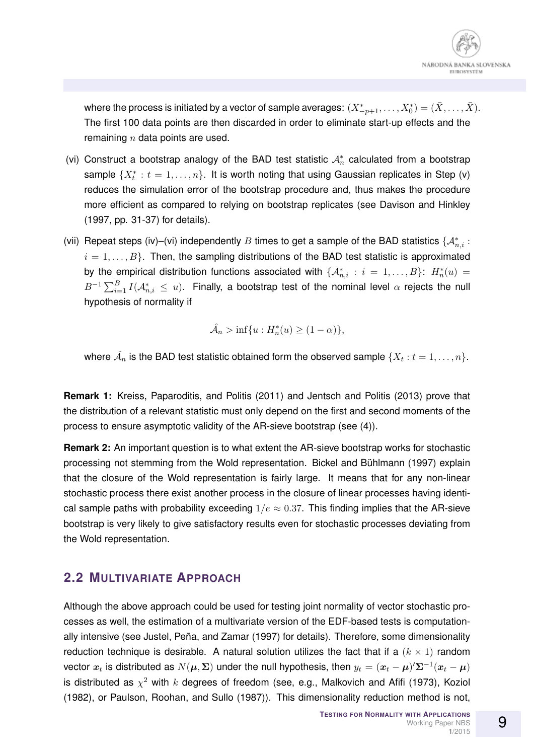where the process is initiated by a vector of sample averages: $(X^*_{-p+1}, \ldots, X^*_0) = (\bar{X}, \ldots, \bar{X})$. The first 100 data points are then discarded in order to eliminate start-up effects and the remaining $n$ data points are used.

(vi) Construct a bootstrap analogy of the BAD test statistic $\mathcal{A}^*_n$ calculated from a bootstrap sample $\{X^*_t : t = 1, \ldots, n\}$. It is worth noting that using Gaussian replicates in Step (v) reduces the simulation error of the bootstrap procedure and, thus makes the procedure more efficient as compared to relying on bootstrap replicates (see Davison and Hinkley (1997, pp. 31-37) for details).

(vii) Repeat steps (iv)–(vi) independently $B$ times to get a sample of the BAD statistics $\{\mathcal{A}^*_{n,i} : i = 1, \ldots, B\}$. Then, the sampling distributions of the BAD test statistic is approximated by the empirical distribution functions associated with $\{\mathcal{A}^*_{n,i} : i = 1, \ldots, B\}$: $H^*_n(u) = B^{-1} \sum_{i=1}^{B} I(\mathcal{A}^*_{n,i} \leq u)$. Finally, a bootstrap test of the nominal level $\alpha$ rejects the null hypothesis of normality if

$$\hat{\mathcal{A}}_n > \inf\{u : H^*_n(u) \geq (1 - \alpha)\},$$

where $\hat{\mathcal{A}}_n$ is the BAD test statistic obtained form the observed sample $\{X_t : t = 1, \ldots, n\}$.

**Remark 1:** Kreiss, Paparoditis, and Politis (2011) and Jentsch and Politis (2013) prove that the distribution of a relevant statistic must only depend on the first and second moments of the process to ensure asymptotic validity of the AR-sieve bootstrap (see (4)).

**Remark 2:** An important question is to what extent the AR-sieve bootstrap works for stochastic processing not stemming from the Wold representation. Bickel and Bühlmann (1997) explain that the closure of the Wold representation is fairly large. It means that for any non-linear stochastic process there exist another process in the closure of linear processes having identical sample paths with probability exceeding $1/e \approx 0.37$. This finding implies that the AR-sieve bootstrap is very likely to give satisfactory results even for stochastic processes deviating from the Wold representation.

## 2.2 Multivariate Approach

Although the above approach could be used for testing joint normality of vector stochastic processes as well, the estimation of a multivariate version of the EDF-based tests is computationally intensive (see Justel, Peña, and Zamar (1997) for details). Therefore, some dimensionality reduction technique is desirable. A natural solution utilizes the fact that if a $(k \times 1)$ random vector $\boldsymbol{x}_t$ is distributed as $N(\boldsymbol{\mu}, \boldsymbol{\Sigma})$ under the null hypothesis, then $y_t = (\boldsymbol{x}_t - \boldsymbol{\mu})' \boldsymbol{\Sigma}^{-1} (\boldsymbol{x}_t - \boldsymbol{\mu})$ is distributed as $\chi^2$ with $k$ degrees of freedom (see, e.g., Malkovich and Afifi (1973), Koziol (1982), or Paulson, Roohan, and Sullo (1987)). This dimensionality reduction method is not,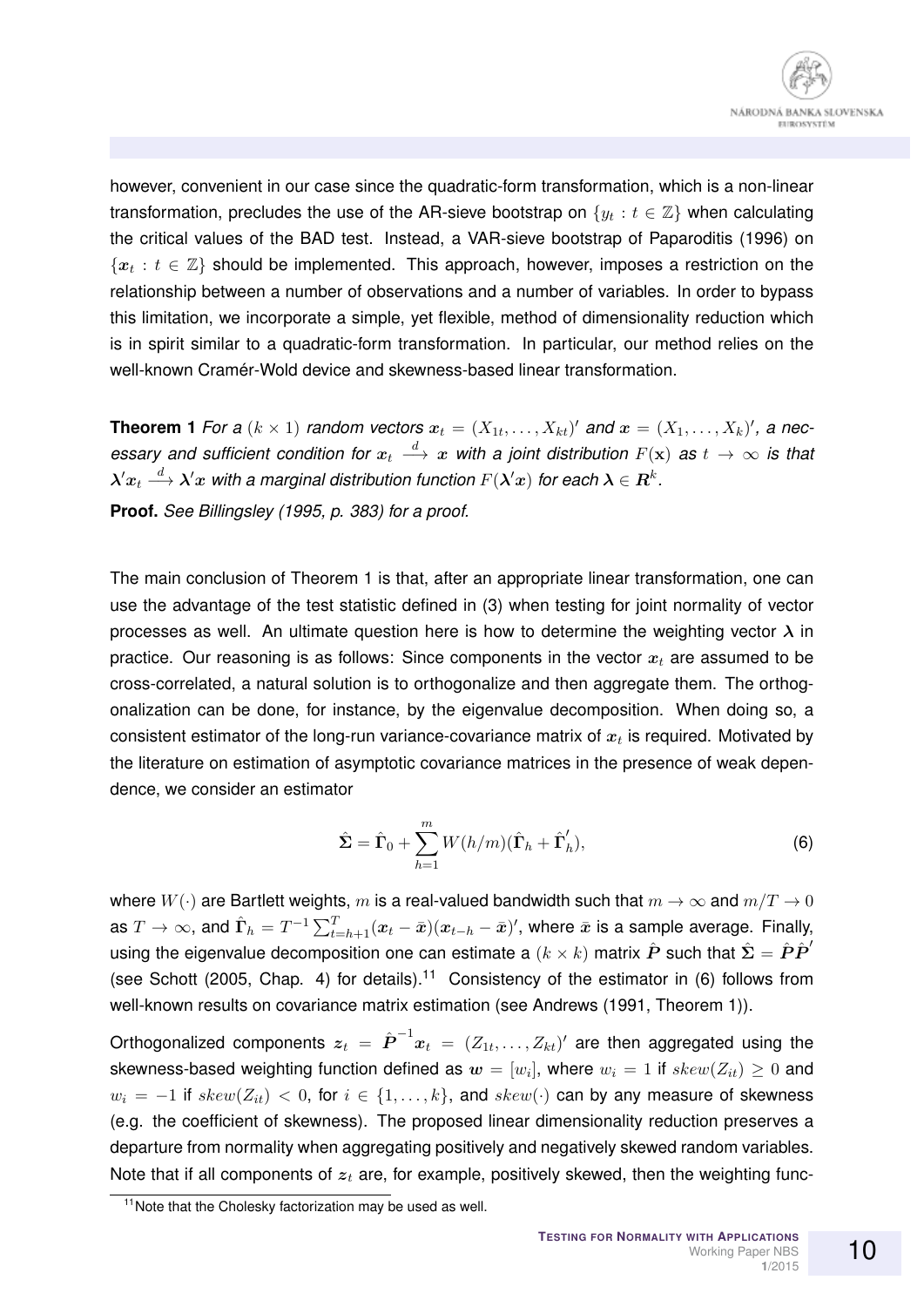however, convenient in our case since the quadratic-form transformation, which is a non-linear transformation, precludes the use of the AR-sieve bootstrap on $\{y_t : t \in \mathbb{Z}\}$ when calculating the critical values of the BAD test. Instead, a VAR-sieve bootstrap of Paparoditis (1996) on $\{\boldsymbol{x}_t : t \in \mathbb{Z}\}$ should be implemented. This approach, however, imposes a restriction on the relationship between a number of observations and a number of variables. In order to bypass this limitation, we incorporate a simple, yet flexible, method of dimensionality reduction which is in spirit similar to a quadratic-form transformation. In particular, our method relies on the well-known Cramér-Wold device and skewness-based linear transformation.

**Theorem 1** *For a $(k \times 1)$ random vectors $\boldsymbol{x}_t = (X_{1t}, \ldots, X_{kt})'$ and $\boldsymbol{x} = (X_1, \ldots, X_k)'$, a necessary and sufficient condition for $\boldsymbol{x}_t \xrightarrow{d} \boldsymbol{x}$ with a joint distribution $F(\mathbf{x})$ as $t \to \infty$ is that $\boldsymbol{\lambda}'\boldsymbol{x}_t \xrightarrow{d} \boldsymbol{\lambda}'\boldsymbol{x}$ with a marginal distribution function $F(\boldsymbol{\lambda}'\boldsymbol{x})$ for each $\boldsymbol{\lambda} \in \boldsymbol{R}^k$.*

**Proof.** *See Billingsley (1995, p. 383) for a proof.*

The main conclusion of Theorem 1 is that, after an appropriate linear transformation, one can use the advantage of the test statistic defined in (3) when testing for joint normality of vector processes as well. An ultimate question here is how to determine the weighting vector $\boldsymbol{\lambda}$ in practice. Our reasoning is as follows: Since components in the vector $\boldsymbol{x}_t$ are assumed to be cross-correlated, a natural solution is to orthogonalize and then aggregate them. The orthogonalization can be done, for instance, by the eigenvalue decomposition. When doing so, a consistent estimator of the long-run variance-covariance matrix of $\boldsymbol{x}_t$ is required. Motivated by the literature on estimation of asymptotic covariance matrices in the presence of weak dependence, we consider an estimator

$$\hat{\boldsymbol{\Sigma}} = \hat{\boldsymbol{\Gamma}}_0 + \sum_{h=1}^{m} W(h/m)(\hat{\boldsymbol{\Gamma}}_h + \hat{\boldsymbol{\Gamma}}_h'), \tag{6}$$

where $W(\cdot)$ are Bartlett weights, $m$ is a real-valued bandwidth such that $m \to \infty$ and $m/T \to 0$ as $T \to \infty$, and $\hat{\boldsymbol{\Gamma}}_h = T^{-1}\sum_{t=h+1}^{T}(\boldsymbol{x}_t - \bar{\boldsymbol{x}})(\boldsymbol{x}_{t-h} - \bar{\boldsymbol{x}})'$, where $\bar{\boldsymbol{x}}$ is a sample average. Finally, using the eigenvalue decomposition one can estimate a $(k \times k)$ matrix $\hat{\boldsymbol{P}}$ such that $\hat{\boldsymbol{\Sigma}} = \hat{\boldsymbol{P}}\hat{\boldsymbol{P}}'$ (see Schott (2005, Chap. 4) for details).[11] Consistency of the estimator in (6) follows from well-known results on covariance matrix estimation (see Andrews (1991, Theorem 1)).

Orthogonalized components $\boldsymbol{z}_t = \hat{\boldsymbol{P}}^{-1}\boldsymbol{x}_t = (Z_{1t}, \ldots, Z_{kt})'$ are then aggregated using the skewness-based weighting function defined as $\boldsymbol{w} = [w_i]$, where $w_i = 1$ if $skew(Z_{it}) \geq 0$ and $w_i = -1$ if $skew(Z_{it}) < 0$, for $i \in \{1, \ldots, k\}$, and $skew(\cdot)$ can by any measure of skewness (e.g. the coefficient of skewness). The proposed linear dimensionality reduction preserves a departure from normality when aggregating positively and negatively skewed random variables. Note that if all components of $\boldsymbol{z}_t$ are, for example, positively skewed, then the weighting func-

[11] Note that the Cholesky factorization may be used as well.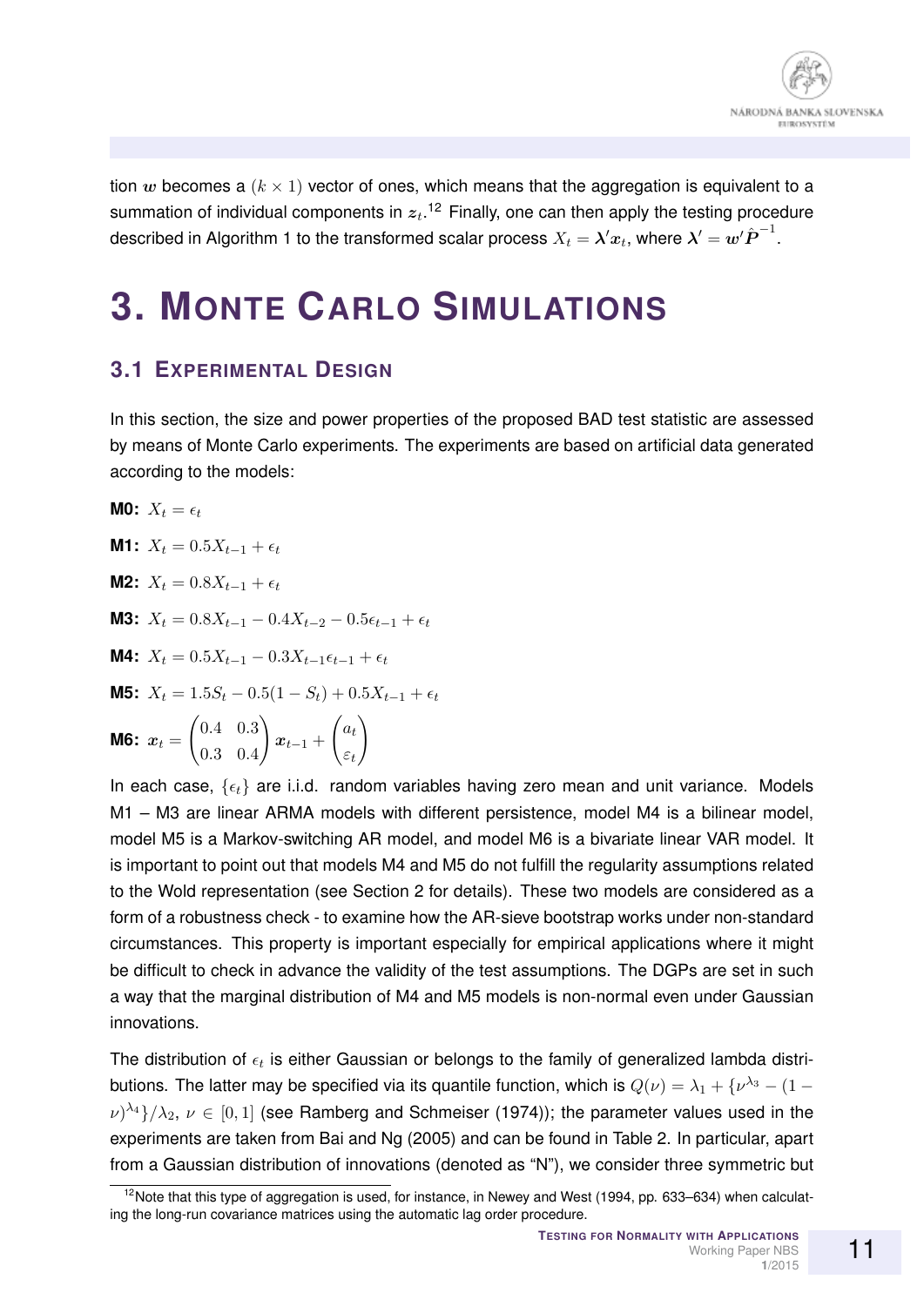tion $\boldsymbol{w}$ becomes a $(k \times 1)$ vector of ones, which means that the aggregation is equivalent to a summation of individual components in $\boldsymbol{z}_t$.[12] Finally, one can then apply the testing procedure described in Algorithm 1 to the transformed scalar process $X_t = \boldsymbol{\lambda}'\boldsymbol{x}_t$, where $\boldsymbol{\lambda}' = \boldsymbol{w}'\hat{\boldsymbol{P}}^{-1}$.

# 3. Monte Carlo Simulations

## 3.1 Experimental Design

In this section, the size and power properties of the proposed BAD test statistic are assessed by means of Monte Carlo experiments. The experiments are based on artificial data generated according to the models:

**M0:** $X_t = \epsilon_t$

**M1:** $X_t = 0.5X_{t-1} + \epsilon_t$

**M2:** $X_t = 0.8X_{t-1} + \epsilon_t$

**M3:** $X_t = 0.8X_{t-1} - 0.4X_{t-2} - 0.5\epsilon_{t-1} + \epsilon_t$

**M4:** $X_t = 0.5X_{t-1} - 0.3X_{t-1}\epsilon_{t-1} + \epsilon_t$

**M5:** $X_t = 1.5S_t - 0.5(1 - S_t) + 0.5X_{t-1} + \epsilon_t$

**M6:** $\boldsymbol{x}_t = \begin{pmatrix} 0.4 & 0.3 \\ 0.3 & 0.4 \end{pmatrix} \boldsymbol{x}_{t-1} + \begin{pmatrix} a_t \\ \varepsilon_t \end{pmatrix}$

In each case, $\{\epsilon_t\}$ are i.i.d. random variables having zero mean and unit variance. Models M1 – M3 are linear ARMA models with different persistence, model M4 is a bilinear model, model M5 is a Markov-switching AR model, and model M6 is a bivariate linear VAR model. It is important to point out that models M4 and M5 do not fulfill the regularity assumptions related to the Wold representation (see Section 2 for details). These two models are considered as a form of a robustness check - to examine how the AR-sieve bootstrap works under non-standard circumstances. This property is important especially for empirical applications where it might be difficult to check in advance the validity of the test assumptions. The DGPs are set in such a way that the marginal distribution of M4 and M5 models is non-normal even under Gaussian innovations.

The distribution of $\epsilon_t$ is either Gaussian or belongs to the family of generalized lambda distributions. The latter may be specified via its quantile function, which is $Q(\nu) = \lambda_1 + \{\nu^{\lambda_3} - (1 - \nu)^{\lambda_4}\}/\lambda_2$, $\nu \in [0, 1]$ (see Ramberg and Schmeiser (1974)); the parameter values used in the experiments are taken from Bai and Ng (2005) and can be found in Table 2. In particular, apart from a Gaussian distribution of innovations (denoted as "N"), we consider three symmetric but

[12] Note that this type of aggregation is used, for instance, in Newey and West (1994, pp. 633–634) when calculating the long-run covariance matrices using the automatic lag order procedure.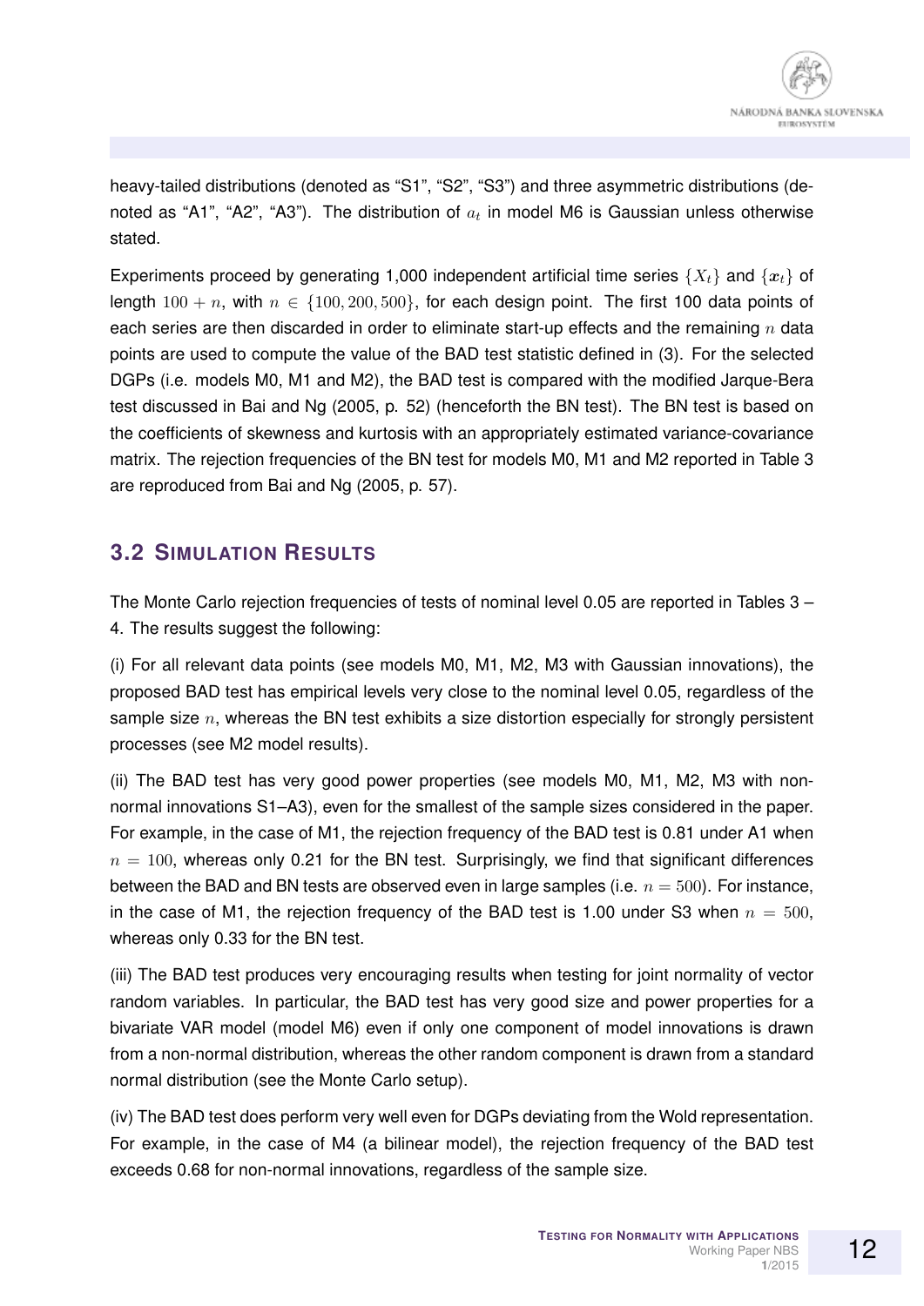heavy-tailed distributions (denoted as "S1", "S2", "S3") and three asymmetric distributions (denoted as "A1", "A2", "A3"). The distribution of $a_t$ in model M6 is Gaussian unless otherwise stated.

Experiments proceed by generating 1,000 independent artificial time series $\{X_t\}$ and $\{\boldsymbol{x}_t\}$ of length $100 + n$, with $n \in \{100, 200, 500\}$, for each design point. The first 100 data points of each series are then discarded in order to eliminate start-up effects and the remaining $n$ data points are used to compute the value of the BAD test statistic defined in (3). For the selected DGPs (i.e. models M0, M1 and M2), the BAD test is compared with the modified Jarque-Bera test discussed in Bai and Ng (2005, p. 52) (henceforth the BN test). The BN test is based on the coefficients of skewness and kurtosis with an appropriately estimated variance-covariance matrix. The rejection frequencies of the BN test for models M0, M1 and M2 reported in Table 3 are reproduced from Bai and Ng (2005, p. 57).

## 3.2 Simulation Results

The Monte Carlo rejection frequencies of tests of nominal level 0.05 are reported in Tables 3 – 4. The results suggest the following:

(i) For all relevant data points (see models M0, M1, M2, M3 with Gaussian innovations), the proposed BAD test has empirical levels very close to the nominal level 0.05, regardless of the sample size $n$, whereas the BN test exhibits a size distortion especially for strongly persistent processes (see M2 model results).

(ii) The BAD test has very good power properties (see models M0, M1, M2, M3 with non-normal innovations S1–A3), even for the smallest of the sample sizes considered in the paper. For example, in the case of M1, the rejection frequency of the BAD test is 0.81 under A1 when $n = 100$, whereas only 0.21 for the BN test. Surprisingly, we find that significant differences between the BAD and BN tests are observed even in large samples (i.e. $n = 500$). For instance, in the case of M1, the rejection frequency of the BAD test is 1.00 under S3 when $n = 500$, whereas only 0.33 for the BN test.

(iii) The BAD test produces very encouraging results when testing for joint normality of vector random variables. In particular, the BAD test has very good size and power properties for a bivariate VAR model (model M6) even if only one component of model innovations is drawn from a non-normal distribution, whereas the other random component is drawn from a standard normal distribution (see the Monte Carlo setup).

(iv) The BAD test does perform very well even for DGPs deviating from the Wold representation. For example, in the case of M4 (a bilinear model), the rejection frequency of the BAD test exceeds 0.68 for non-normal innovations, regardless of the sample size.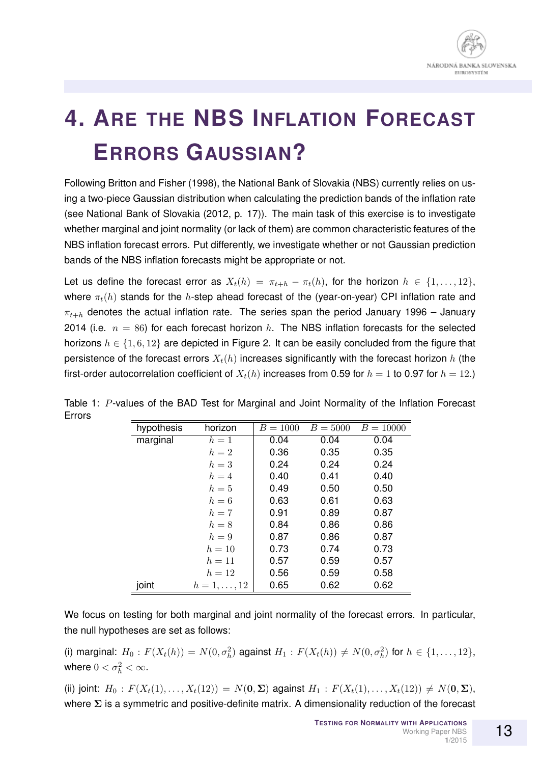# 4. Are the NBS Inflation Forecast Errors Gaussian?

Following Britton and Fisher (1998), the National Bank of Slovakia (NBS) currently relies on using a two-piece Gaussian distribution when calculating the prediction bands of the inflation rate (see National Bank of Slovakia (2012, p. 17)). The main task of this exercise is to investigate whether marginal and joint normality (or lack of them) are common characteristic features of the NBS inflation forecast errors. Put differently, we investigate whether or not Gaussian prediction bands of the NBS inflation forecasts might be appropriate or not.

Let us define the forecast error as $X_t(h) = \pi_{t+h} - \pi_t(h)$, for the horizon $h \in \{1, \ldots, 12\}$, where $\pi_t(h)$ stands for the $h$-step ahead forecast of the (year-on-year) CPI inflation rate and $\pi_{t+h}$ denotes the actual inflation rate. The series span the period January 1996 – January 2014 (i.e. $n = 86$) for each forecast horizon $h$. The NBS inflation forecasts for the selected horizons $h \in \{1, 6, 12\}$ are depicted in Figure 2. It can be easily concluded from the figure that persistence of the forecast errors $X_t(h)$ increases significantly with the forecast horizon $h$ (the first-order autocorrelation coefficient of $X_t(h)$ increases from 0.59 for $h = 1$ to 0.97 for $h = 12$.)

Table 1: $P$-values of the BAD Test for Marginal and Joint Normality of the Inflation Forecast Errors

| hypothesis | horizon | $B = 1000$ | $B = 5000$ | $B = 10000$ |
|---|---|---|---|---|
| marginal | $h = 1$ | 0.04 | 0.04 | 0.04 |
| | $h = 2$ | 0.36 | 0.35 | 0.35 |
| | $h = 3$ | 0.24 | 0.24 | 0.24 |
| | $h = 4$ | 0.40 | 0.41 | 0.40 |
| | $h = 5$ | 0.49 | 0.50 | 0.50 |
| | $h = 6$ | 0.63 | 0.61 | 0.63 |
| | $h = 7$ | 0.91 | 0.89 | 0.87 |
| | $h = 8$ | 0.84 | 0.86 | 0.86 |
| | $h = 9$ | 0.87 | 0.86 | 0.87 |
| | $h = 10$ | 0.73 | 0.74 | 0.73 |
| | $h = 11$ | 0.57 | 0.59 | 0.57 |
| | $h = 12$ | 0.56 | 0.59 | 0.58 |
| joint | $h = 1, \ldots, 12$ | 0.65 | 0.62 | 0.62 |

We focus on testing for both marginal and joint normality of the forecast errors. In particular, the null hypotheses are set as follows:

(i) marginal: $H_0 : F(X_t(h)) = N(0, \sigma_h^2)$ against $H_1 : F(X_t(h)) \neq N(0, \sigma_h^2)$ for $h \in \{1, \ldots, 12\}$, where $0 < \sigma_h^2 < \infty$.

(ii) joint: $H_0 : F(X_t(1), \ldots, X_t(12)) = N(\mathbf{0}, \mathbf{\Sigma})$ against $H_1 : F(X_t(1), \ldots, X_t(12)) \neq N(\mathbf{0}, \mathbf{\Sigma})$, where $\mathbf{\Sigma}$ is a symmetric and positive-definite matrix. A dimensionality reduction of the forecast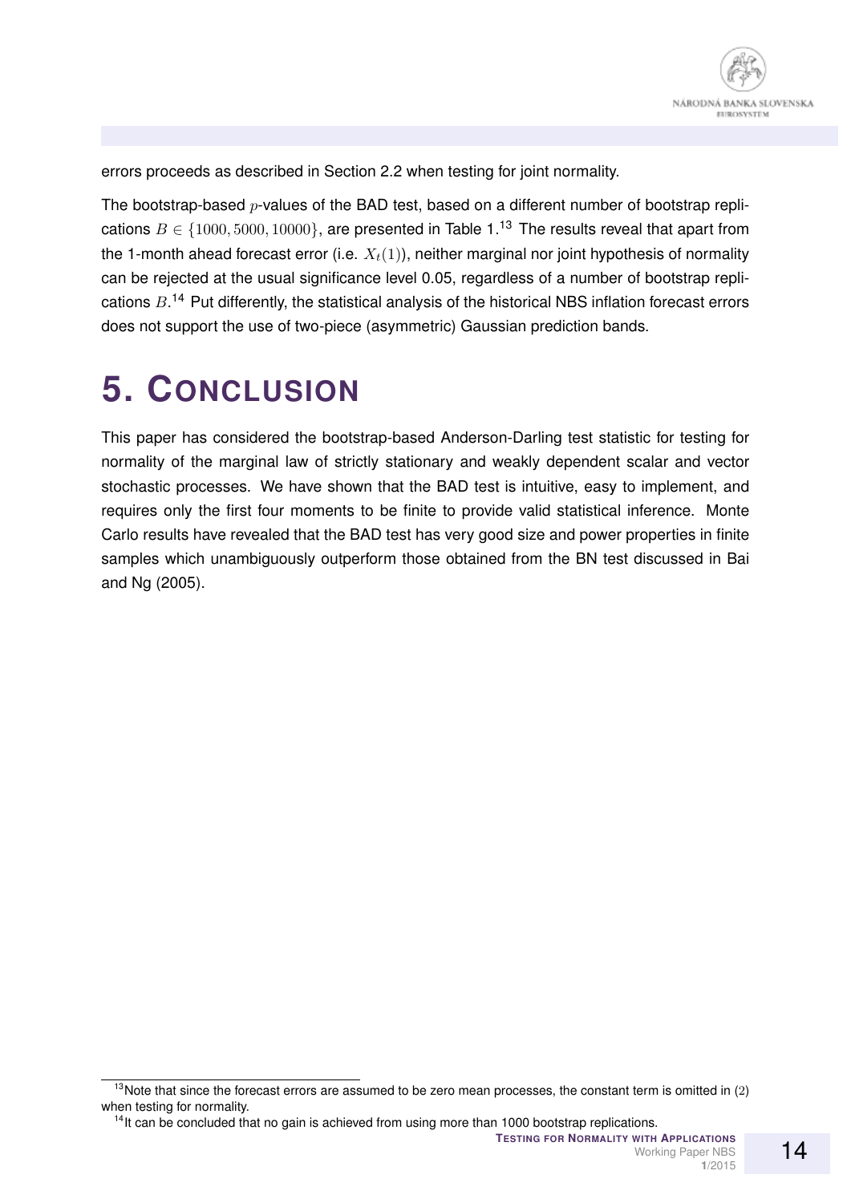errors proceeds as described in Section 2.2 when testing for joint normality.

The bootstrap-based $p$-values of the BAD test, based on a different number of bootstrap replications $B \in \{1000, 5000, 10000\}$, are presented in Table 1.[13] The results reveal that apart from the 1-month ahead forecast error (i.e. $X_t(1)$), neither marginal nor joint hypothesis of normality can be rejected at the usual significance level 0.05, regardless of a number of bootstrap replications $B$.[14] Put differently, the statistical analysis of the historical NBS inflation forecast errors does not support the use of two-piece (asymmetric) Gaussian prediction bands.

# 5. Conclusion

This paper has considered the bootstrap-based Anderson-Darling test statistic for testing for normality of the marginal law of strictly stationary and weakly dependent scalar and vector stochastic processes. We have shown that the BAD test is intuitive, easy to implement, and requires only the first four moments to be finite to provide valid statistical inference. Monte Carlo results have revealed that the BAD test has very good size and power properties in finite samples which unambiguously outperform those obtained from the BN test discussed in Bai and Ng (2005).

---

[13] Note that since the forecast errors are assumed to be zero mean processes, the constant term is omitted in (2) when testing for normality.

[14] It can be concluded that no gain is achieved from using more than 1000 bootstrap replications.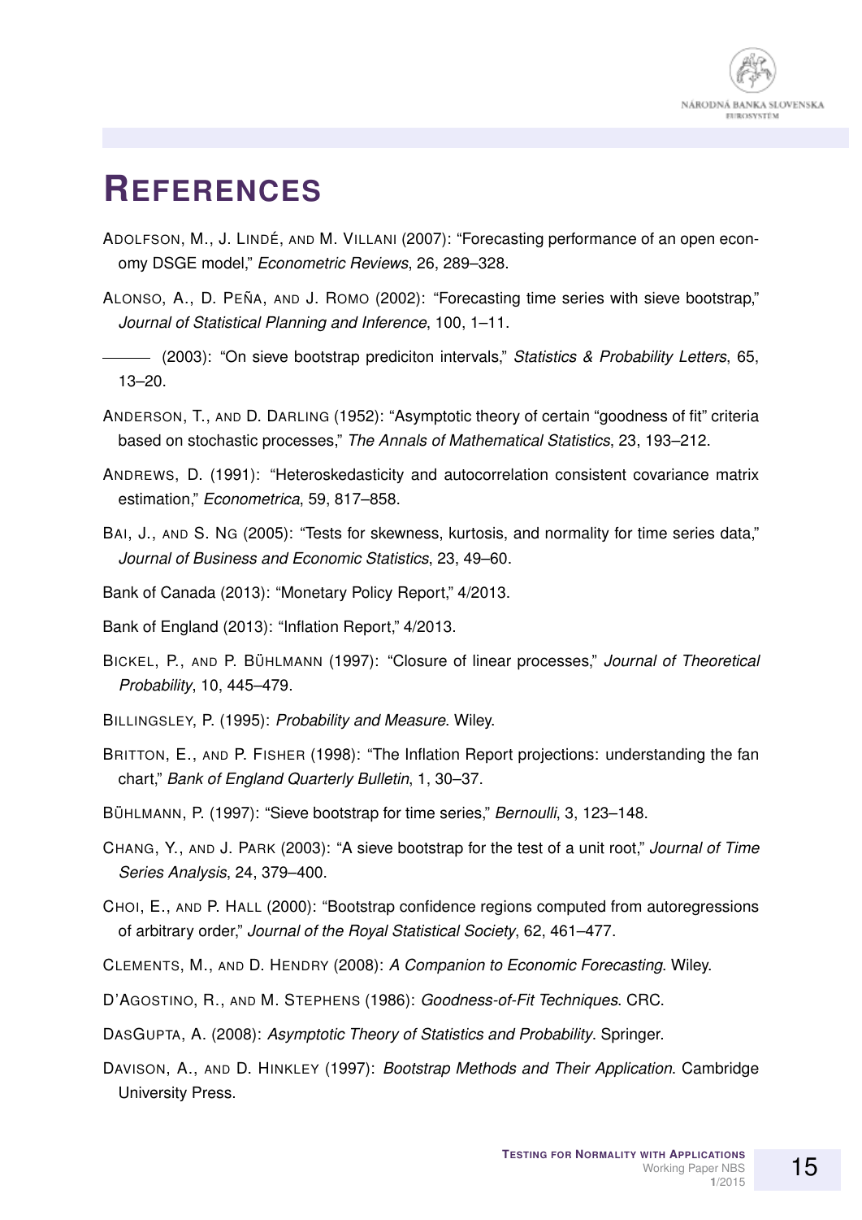# REFERENCES

ADOLFSON, M., J. LINDÉ, AND M. VILLANI (2007): "Forecasting performance of an open economy DSGE model," *Econometric Reviews*, 26, 289–328.

ALONSO, A., D. PEÑA, AND J. ROMO (2002): "Forecasting time series with sieve bootstrap," *Journal of Statistical Planning and Inference*, 100, 1–11.

——— (2003): "On sieve bootstrap prediciton intervals," *Statistics & Probability Letters*, 65, 13–20.

ANDERSON, T., AND D. DARLING (1952): "Asymptotic theory of certain "goodness of fit" criteria based on stochastic processes," *The Annals of Mathematical Statistics*, 23, 193–212.

ANDREWS, D. (1991): "Heteroskedasticity and autocorrelation consistent covariance matrix estimation," *Econometrica*, 59, 817–858.

BAI, J., AND S. NG (2005): "Tests for skewness, kurtosis, and normality for time series data," *Journal of Business and Economic Statistics*, 23, 49–60.

Bank of Canada (2013): "Monetary Policy Report," 4/2013.

Bank of England (2013): "Inflation Report," 4/2013.

BICKEL, P., AND P. BÜHLMANN (1997): "Closure of linear processes," *Journal of Theoretical Probability*, 10, 445–479.

BILLINGSLEY, P. (1995): *Probability and Measure*. Wiley.

BRITTON, E., AND P. FISHER (1998): "The Inflation Report projections: understanding the fan chart," *Bank of England Quarterly Bulletin*, 1, 30–37.

BÜHLMANN, P. (1997): "Sieve bootstrap for time series," *Bernoulli*, 3, 123–148.

CHANG, Y., AND J. PARK (2003): "A sieve bootstrap for the test of a unit root," *Journal of Time Series Analysis*, 24, 379–400.

CHOI, E., AND P. HALL (2000): "Bootstrap confidence regions computed from autoregressions of arbitrary order," *Journal of the Royal Statistical Society*, 62, 461–477.

CLEMENTS, M., AND D. HENDRY (2008): *A Companion to Economic Forecasting*. Wiley.

D'AGOSTINO, R., AND M. STEPHENS (1986): *Goodness-of-Fit Techniques*. CRC.

DASGUPTA, A. (2008): *Asymptotic Theory of Statistics and Probability*. Springer.

DAVISON, A., AND D. HINKLEY (1997): *Bootstrap Methods and Their Application*. Cambridge University Press.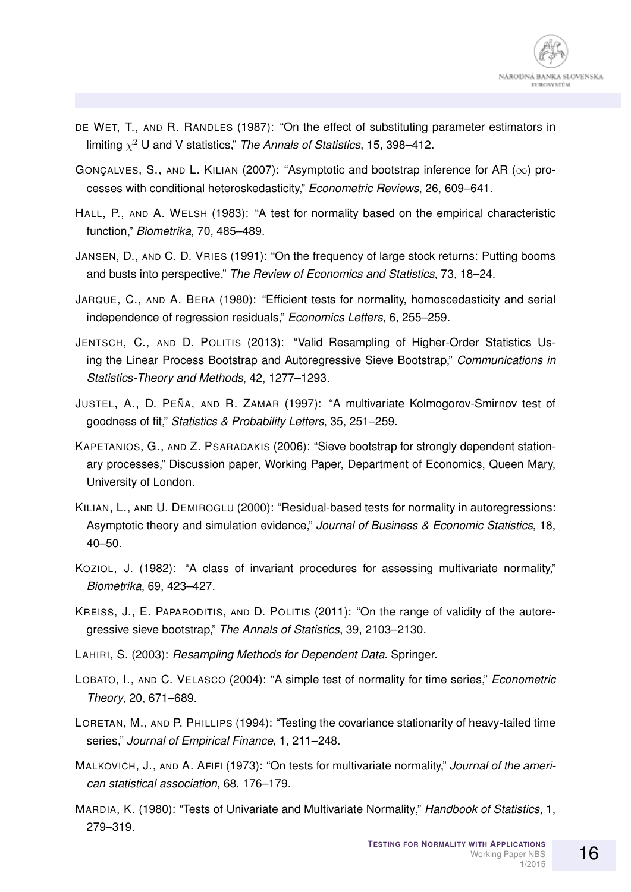DE WET, T., AND R. RANDLES (1987): "On the effect of substituting parameter estimators in limiting $\chi^2$ U and V statistics," *The Annals of Statistics*, 15, 398–412.

GONÇALVES, S., AND L. KILIAN (2007): "Asymptotic and bootstrap inference for AR ($\infty$) processes with conditional heteroskedasticity," *Econometric Reviews*, 26, 609–641.

HALL, P., AND A. WELSH (1983): "A test for normality based on the empirical characteristic function," *Biometrika*, 70, 485–489.

JANSEN, D., AND C. D. VRIES (1991): "On the frequency of large stock returns: Putting booms and busts into perspective," *The Review of Economics and Statistics*, 73, 18–24.

JARQUE, C., AND A. BERA (1980): "Efficient tests for normality, homoscedasticity and serial independence of regression residuals," *Economics Letters*, 6, 255–259.

JENTSCH, C., AND D. POLITIS (2013): "Valid Resampling of Higher-Order Statistics Using the Linear Process Bootstrap and Autoregressive Sieve Bootstrap," *Communications in Statistics-Theory and Methods*, 42, 1277–1293.

JUSTEL, A., D. PEÑA, AND R. ZAMAR (1997): "A multivariate Kolmogorov-Smirnov test of goodness of fit," *Statistics & Probability Letters*, 35, 251–259.

KAPETANIOS, G., AND Z. PSARADAKIS (2006): "Sieve bootstrap for strongly dependent stationary processes," Discussion paper, Working Paper, Department of Economics, Queen Mary, University of London.

KILIAN, L., AND U. DEMIROGLU (2000): "Residual-based tests for normality in autoregressions: Asymptotic theory and simulation evidence," *Journal of Business & Economic Statistics*, 18, 40–50.

KOZIOL, J. (1982): "A class of invariant procedures for assessing multivariate normality," *Biometrika*, 69, 423–427.

KREISS, J., E. PAPARODITIS, AND D. POLITIS (2011): "On the range of validity of the autoregressive sieve bootstrap," *The Annals of Statistics*, 39, 2103–2130.

LAHIRI, S. (2003): *Resampling Methods for Dependent Data*. Springer.

LOBATO, I., AND C. VELASCO (2004): "A simple test of normality for time series," *Econometric Theory*, 20, 671–689.

LORETAN, M., AND P. PHILLIPS (1994): "Testing the covariance stationarity of heavy-tailed time series," *Journal of Empirical Finance*, 1, 211–248.

MALKOVICH, J., AND A. AFIFI (1973): "On tests for multivariate normality," *Journal of the american statistical association*, 68, 176–179.

MARDIA, K. (1980): "Tests of Univariate and Multivariate Normality," *Handbook of Statistics*, 1, 279–319.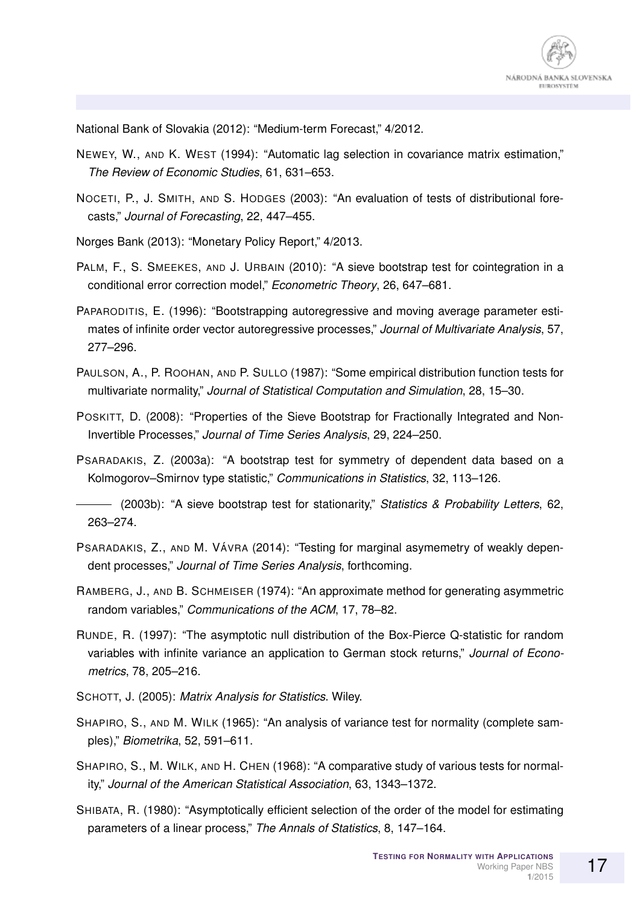National Bank of Slovakia (2012): "Medium-term Forecast," 4/2012.

NEWEY, W., AND K. WEST (1994): "Automatic lag selection in covariance matrix estimation," *The Review of Economic Studies*, 61, 631–653.

NOCETI, P., J. SMITH, AND S. HODGES (2003): "An evaluation of tests of distributional forecasts," *Journal of Forecasting*, 22, 447–455.

Norges Bank (2013): "Monetary Policy Report," 4/2013.

PALM, F., S. SMEEKES, AND J. URBAIN (2010): "A sieve bootstrap test for cointegration in a conditional error correction model," *Econometric Theory*, 26, 647–681.

PAPARODITIS, E. (1996): "Bootstrapping autoregressive and moving average parameter estimates of infinite order vector autoregressive processes," *Journal of Multivariate Analysis*, 57, 277–296.

PAULSON, A., P. ROOHAN, AND P. SULLO (1987): "Some empirical distribution function tests for multivariate normality," *Journal of Statistical Computation and Simulation*, 28, 15–30.

POSKITT, D. (2008): "Properties of the Sieve Bootstrap for Fractionally Integrated and Non-Invertible Processes," *Journal of Time Series Analysis*, 29, 224–250.

PSARADAKIS, Z. (2003a): "A bootstrap test for symmetry of dependent data based on a Kolmogorov–Smirnov type statistic," *Communications in Statistics*, 32, 113–126.

——— (2003b): "A sieve bootstrap test for stationarity," *Statistics & Probability Letters*, 62, 263–274.

PSARADAKIS, Z., AND M. VÁVRA (2014): "Testing for marginal asymemetry of weakly dependent processes," *Journal of Time Series Analysis*, forthcoming.

RAMBERG, J., AND B. SCHMEISER (1974): "An approximate method for generating asymmetric random variables," *Communications of the ACM*, 17, 78–82.

RUNDE, R. (1997): "The asymptotic null distribution of the Box-Pierce Q-statistic for random variables with infinite variance an application to German stock returns," *Journal of Econometrics*, 78, 205–216.

SCHOTT, J. (2005): *Matrix Analysis for Statistics*. Wiley.

SHAPIRO, S., AND M. WILK (1965): "An analysis of variance test for normality (complete samples)," *Biometrika*, 52, 591–611.

SHAPIRO, S., M. WILK, AND H. CHEN (1968): "A comparative study of various tests for normality," *Journal of the American Statistical Association*, 63, 1343–1372.

SHIBATA, R. (1980): "Asymptotically efficient selection of the order of the model for estimating parameters of a linear process," *The Annals of Statistics*, 8, 147–164.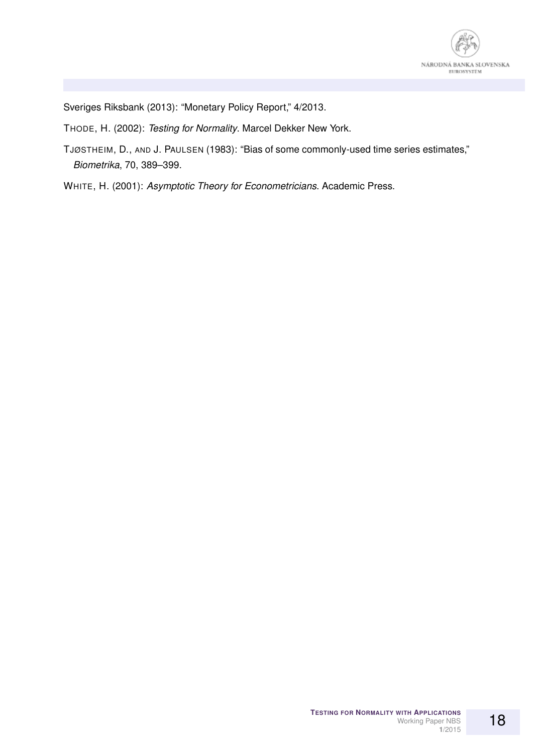Sveriges Riksbank (2013): "Monetary Policy Report," 4/2013.

THODE, H. (2002): *Testing for Normality*. Marcel Dekker New York.

TJØSTHEIM, D., AND J. PAULSEN (1983): "Bias of some commonly-used time series estimates," *Biometrika*, 70, 389–399.

WHITE, H. (2001): *Asymptotic Theory for Econometricians*. Academic Press.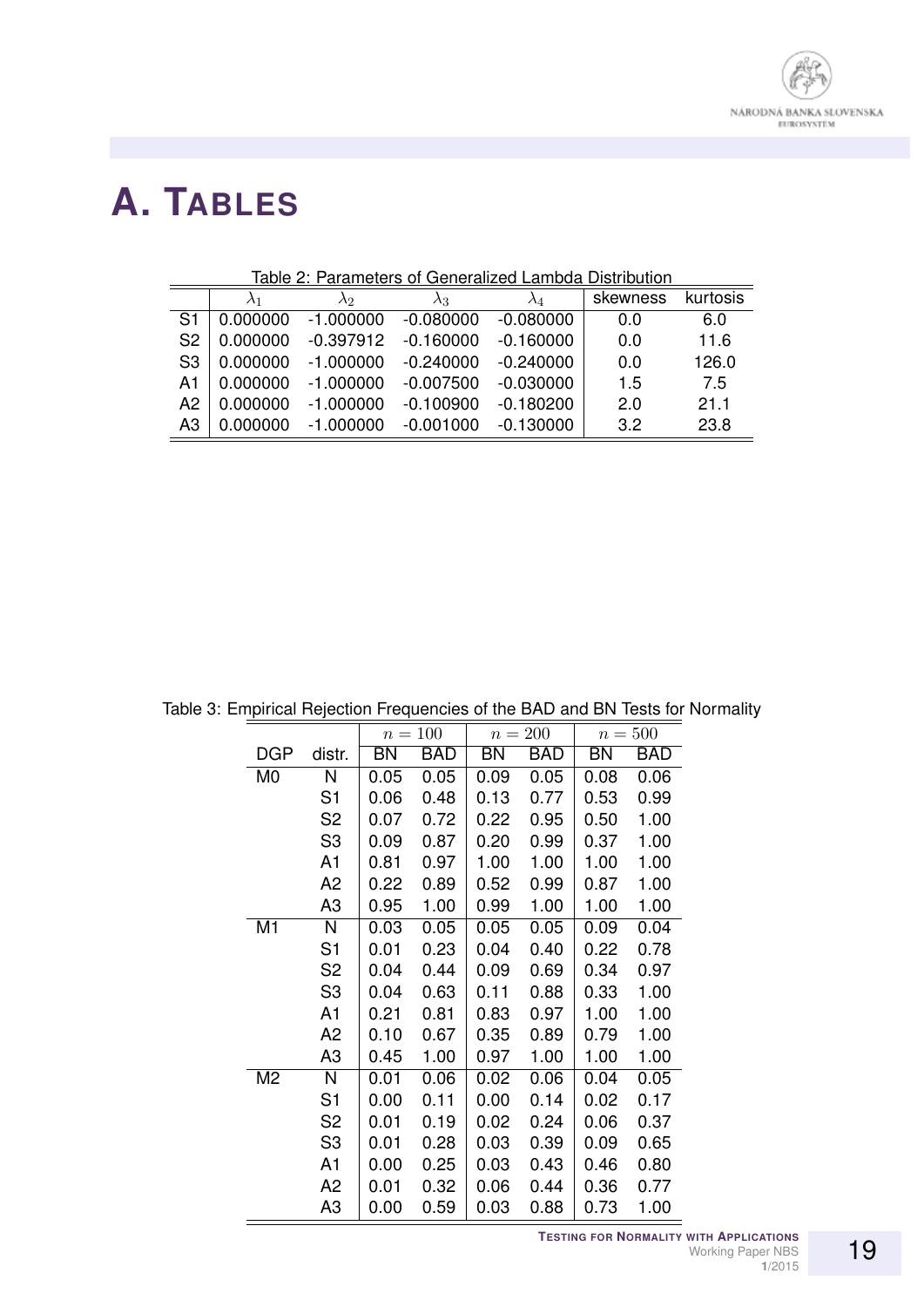# A. Tables

Table 2: Parameters of Generalized Lambda Distribution

| | $\lambda_1$ | $\lambda_2$ | $\lambda_3$ | $\lambda_4$ | skewness | kurtosis |
|---|---|---|---|---|---|---|
| S1 | 0.000000 | -1.000000 | -0.080000 | -0.080000 | 0.0 | 6.0 |
| S2 | 0.000000 | -0.397912 | -0.160000 | -0.160000 | 0.0 | 11.6 |
| S3 | 0.000000 | -1.000000 | -0.240000 | -0.240000 | 0.0 | 126.0 |
| A1 | 0.000000 | -1.000000 | -0.007500 | -0.030000 | 1.5 | 7.5 |
| A2 | 0.000000 | -1.000000 | -0.100900 | -0.180200 | 2.0 | 21.1 |
| A3 | 0.000000 | -1.000000 | -0.001000 | -0.130000 | 3.2 | 23.8 |

Table 3: Empirical Rejection Frequencies of the BAD and BN Tests for Normality

| | | $n = 100$ | | $n = 200$ | | $n = 500$ | |
|---|---|---|---|---|---|---|---|
| DGP | distr. | BN | BAD | BN | BAD | BN | BAD |
| M0 | N | 0.05 | 0.05 | 0.09 | 0.05 | 0.08 | 0.06 |
| | S1 | 0.06 | 0.48 | 0.13 | 0.77 | 0.53 | 0.99 |
| | S2 | 0.07 | 0.72 | 0.22 | 0.95 | 0.50 | 1.00 |
| | S3 | 0.09 | 0.87 | 0.20 | 0.99 | 0.37 | 1.00 |
| | A1 | 0.81 | 0.97 | 1.00 | 1.00 | 1.00 | 1.00 |
| | A2 | 0.22 | 0.89 | 0.52 | 0.99 | 0.87 | 1.00 |
| | A3 | 0.95 | 1.00 | 0.99 | 1.00 | 1.00 | 1.00 |
| M1 | N | 0.03 | 0.05 | 0.05 | 0.05 | 0.09 | 0.04 |
| | S1 | 0.01 | 0.23 | 0.04 | 0.40 | 0.22 | 0.78 |
| | S2 | 0.04 | 0.44 | 0.09 | 0.69 | 0.34 | 0.97 |
| | S3 | 0.04 | 0.63 | 0.11 | 0.88 | 0.33 | 1.00 |
| | A1 | 0.21 | 0.81 | 0.83 | 0.97 | 1.00 | 1.00 |
| | A2 | 0.10 | 0.67 | 0.35 | 0.89 | 0.79 | 1.00 |
| | A3 | 0.45 | 1.00 | 0.97 | 1.00 | 1.00 | 1.00 |
| M2 | N | 0.01 | 0.06 | 0.02 | 0.06 | 0.04 | 0.05 |
| | S1 | 0.00 | 0.11 | 0.00 | 0.14 | 0.02 | 0.17 |
| | S2 | 0.01 | 0.19 | 0.02 | 0.24 | 0.06 | 0.37 |
| | S3 | 0.01 | 0.28 | 0.03 | 0.39 | 0.09 | 0.65 |
| | A1 | 0.00 | 0.25 | 0.03 | 0.43 | 0.46 | 0.80 |
| | A2 | 0.01 | 0.32 | 0.06 | 0.44 | 0.36 | 0.77 |
| | A3 | 0.00 | 0.59 | 0.03 | 0.88 | 0.73 | 1.00 |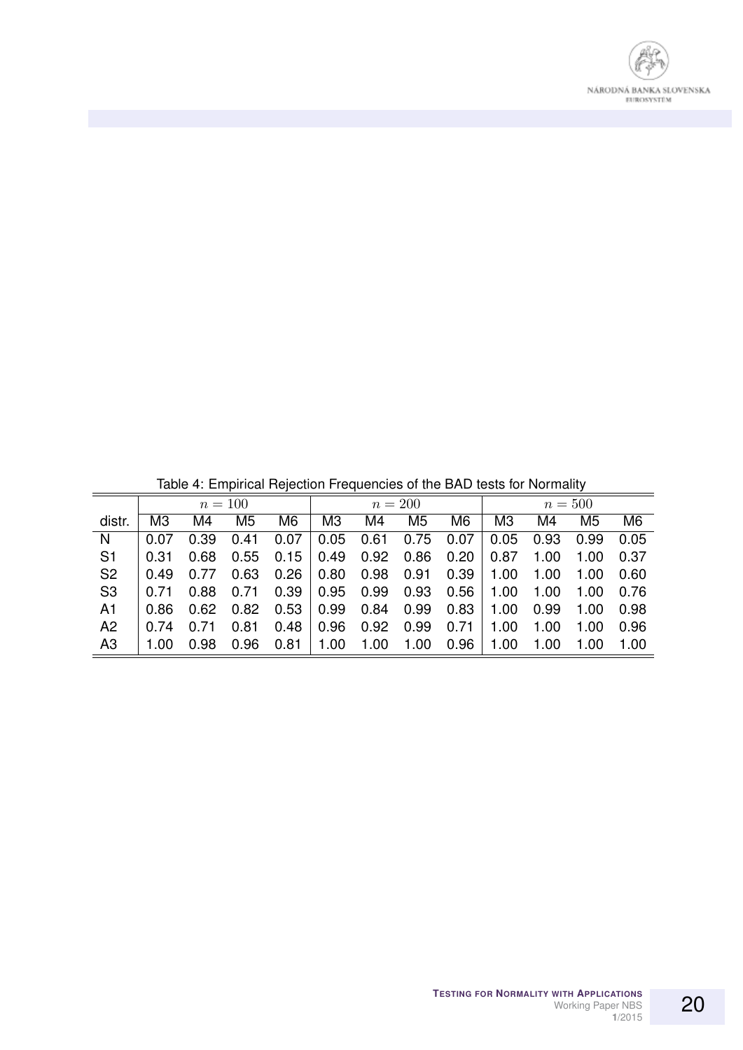Table 4: Empirical Rejection Frequencies of the BAD tests for Normality

| | $n = 100$ | | | | $n = 200$ | | | | $n = 500$ | | | |
|---|---|---|---|---|---|---|---|---|---|---|---|---|
| distr. | M3 | M4 | M5 | M6 | M3 | M4 | M5 | M6 | M3 | M4 | M5 | M6 |
| N | 0.07 | 0.39 | 0.41 | 0.07 | 0.05 | 0.61 | 0.75 | 0.07 | 0.05 | 0.93 | 0.99 | 0.05 |
| S1 | 0.31 | 0.68 | 0.55 | 0.15 | 0.49 | 0.92 | 0.86 | 0.20 | 0.87 | 1.00 | 1.00 | 0.37 |
| S2 | 0.49 | 0.77 | 0.63 | 0.26 | 0.80 | 0.98 | 0.91 | 0.39 | 1.00 | 1.00 | 1.00 | 0.60 |
| S3 | 0.71 | 0.88 | 0.71 | 0.39 | 0.95 | 0.99 | 0.93 | 0.56 | 1.00 | 1.00 | 1.00 | 0.76 |
| A1 | 0.86 | 0.62 | 0.82 | 0.53 | 0.99 | 0.84 | 0.99 | 0.83 | 1.00 | 0.99 | 1.00 | 0.98 |
| A2 | 0.74 | 0.71 | 0.81 | 0.48 | 0.96 | 0.92 | 0.99 | 0.71 | 1.00 | 1.00 | 1.00 | 0.96 |
| A3 | 1.00 | 0.98 | 0.96 | 0.81 | 1.00 | 1.00 | 1.00 | 0.96 | 1.00 | 1.00 | 1.00 | 1.00 |